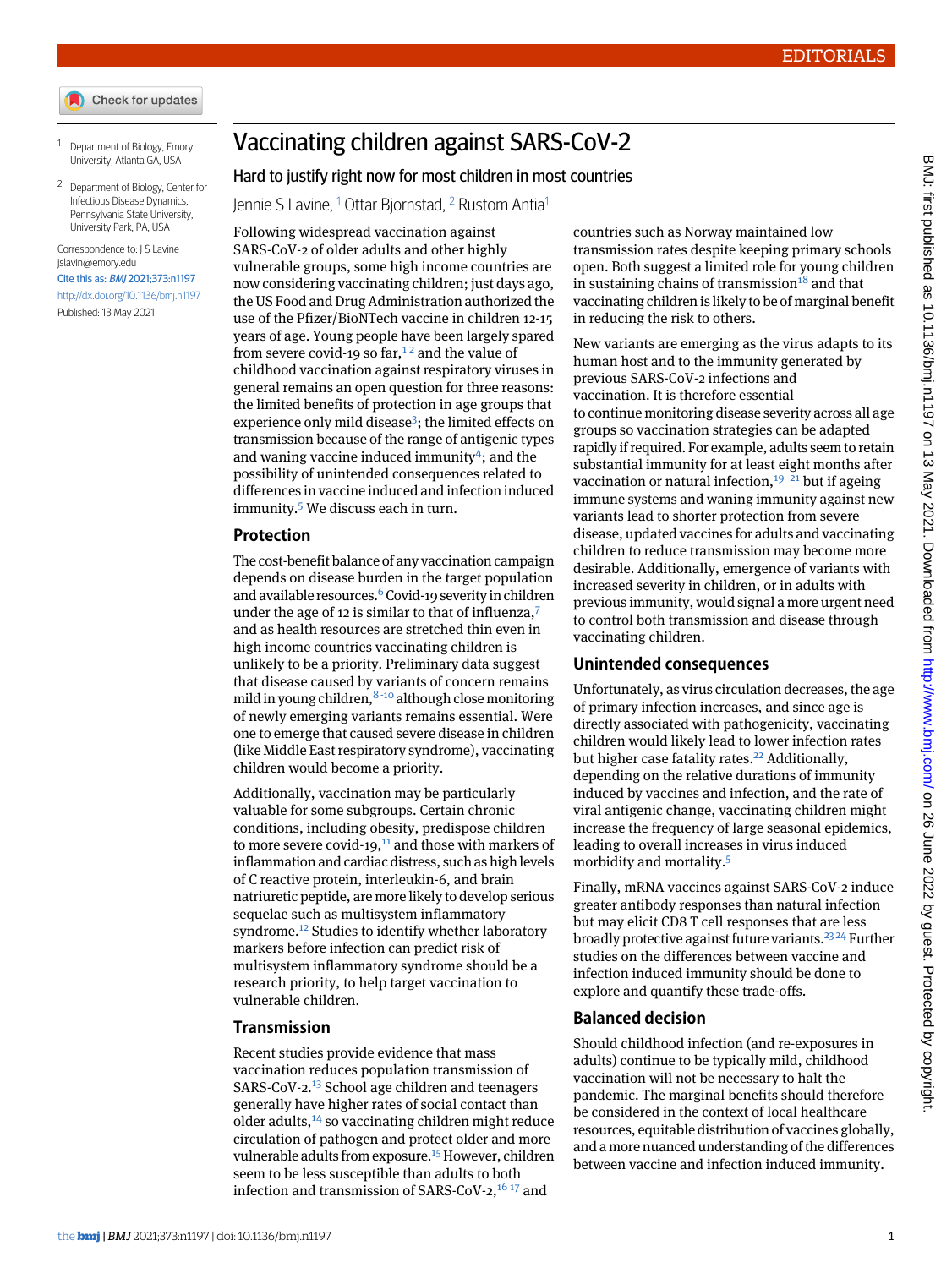EDITORIALS

# Vaccinating children against SARS-CoV-2

## Hard to justify right now for most children in most countries

Jennie S Lavine,[1] Ottar Bjornstad,[2] Rustom Antia[1]

[1] Department of Biology, Emory University, Atlanta GA, USA

[2] Department of Biology, Center for Infectious Disease Dynamics, Pennsylvania State University, University Park, PA, USA

Correspondence to: J S Lavine jslavin@emory.edu

Cite this as: *BMJ* 2021;373:n1197

http://dx.doi.org/10.1136/bmj.n1197

Published: 13 May 2021

Following widespread vaccination against SARS-CoV-2 of older adults and other highly vulnerable groups, some high income countries are now considering vaccinating children; just days ago, the US Food and Drug Administration authorized the use of the Pfizer/BioNTech vaccine in children 12-15 years of age. Young people have been largely spared from severe covid-19 so far,[1,2] and the value of childhood vaccination against respiratory viruses in general remains an open question for three reasons: the limited benefits of protection in age groups that experience only mild disease[3]; the limited effects on transmission because of the range of antigenic types and waning vaccine induced immunity[4]; and the possibility of unintended consequences related to differences in vaccine induced and infection induced immunity.[5] We discuss each in turn.

### Protection

The cost-benefit balance of any vaccination campaign depends on disease burden in the target population and available resources.[6] Covid-19 severity in children under the age of 12 is similar to that of influenza,[7] and as health resources are stretched thin even in high income countries vaccinating children is unlikely to be a priority. Preliminary data suggest that disease caused by variants of concern remains mild in young children,[8-10] although close monitoring of newly emerging variants remains essential. Were one to emerge that caused severe disease in children (like Middle East respiratory syndrome), vaccinating children would become a priority.

Additionally, vaccination may be particularly valuable for some subgroups. Certain chronic conditions, including obesity, predispose children to more severe covid-19,[11] and those with markers of inflammation and cardiac distress, such as high levels of C reactive protein, interleukin-6, and brain natriuretic peptide, are more likely to develop serious sequelae such as multisystem inflammatory syndrome.[12] Studies to identify whether laboratory markers before infection can predict risk of multisystem inflammatory syndrome should be a research priority, to help target vaccination to vulnerable children.

### Transmission

Recent studies provide evidence that mass vaccination reduces population transmission of SARS-CoV-2.[13] School age children and teenagers generally have higher rates of social contact than older adults,[14] so vaccinating children might reduce circulation of pathogen and protect older and more vulnerable adults from exposure.[15] However, children seem to be less susceptible than adults to both infection and transmission of SARS-CoV-2,[16,17] and countries such as Norway maintained low transmission rates despite keeping primary schools open. Both suggest a limited role for young children in sustaining chains of transmission[18] and that vaccinating children is likely to be of marginal benefit in reducing the risk to others.

New variants are emerging as the virus adapts to its human host and to the immunity generated by previous SARS-CoV-2 infections and vaccination. It is therefore essential to continue monitoring disease severity across all age groups so vaccination strategies can be adapted rapidly if required. For example, adults seem to retain substantial immunity for at least eight months after vaccination or natural infection,[19-21] but if ageing immune systems and waning immunity against new variants lead to shorter protection from severe disease, updated vaccines for adults and vaccinating children to reduce transmission may become more desirable. Additionally, emergence of variants with increased severity in children, or in adults with previous immunity, would signal a more urgent need to control both transmission and disease through vaccinating children.

### Unintended consequences

Unfortunately, as virus circulation decreases, the age of primary infection increases, and since age is directly associated with pathogenicity, vaccinating children would likely lead to lower infection rates but higher case fatality rates.[22] Additionally, depending on the relative durations of immunity induced by vaccines and infection, and the rate of viral antigenic change, vaccinating children might increase the frequency of large seasonal epidemics, leading to overall increases in virus induced morbidity and mortality.[5]

Finally, mRNA vaccines against SARS-CoV-2 induce greater antibody responses than natural infection but may elicit CD8 T cell responses that are less broadly protective against future variants.[23,24] Further studies on the differences between vaccine and infection induced immunity should be done to explore and quantify these trade-offs.

### Balanced decision

Should childhood infection (and re-exposures in adults) continue to be typically mild, childhood vaccination will not be necessary to halt the pandemic. The marginal benefits should therefore be considered in the context of local healthcare resources, equitable distribution of vaccines globally, and a more nuanced understanding of the differences between vaccine and infection induced immunity.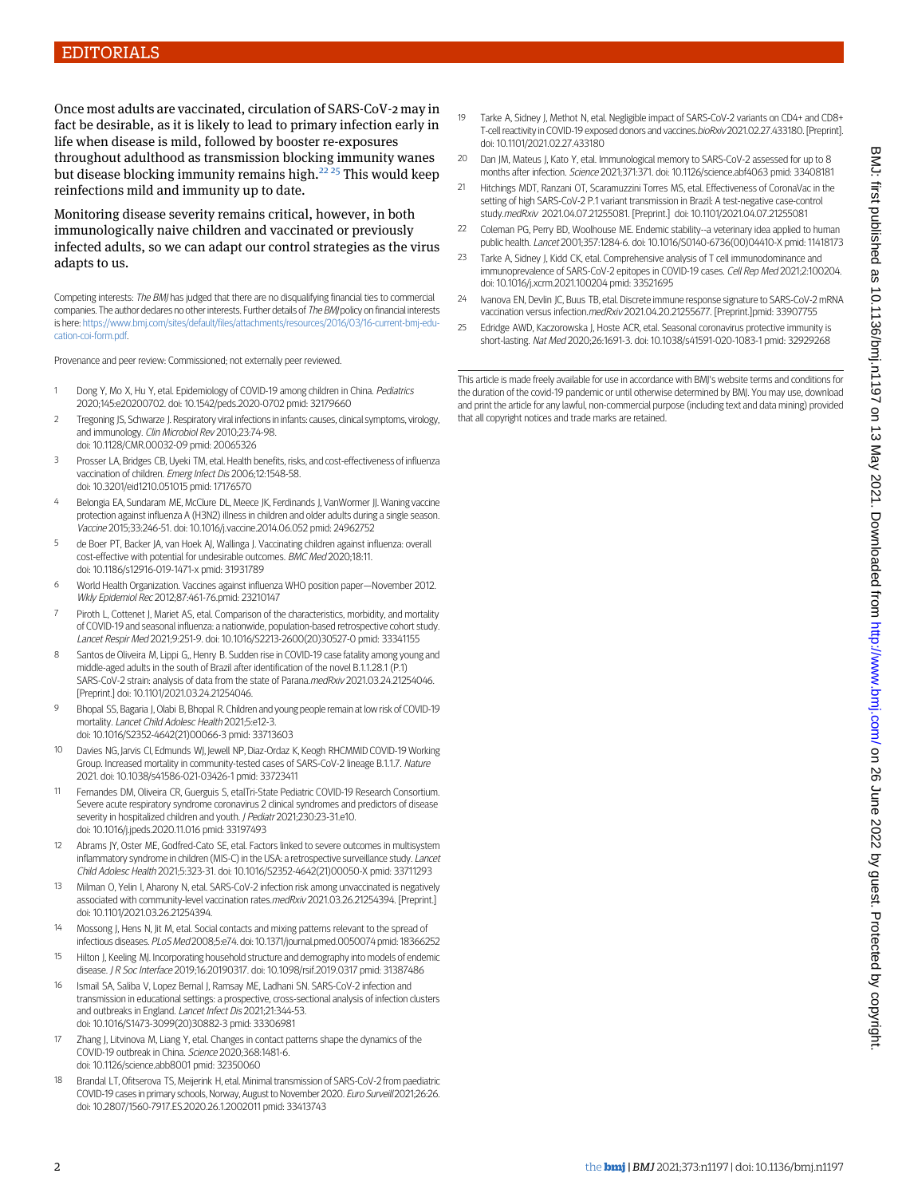Once most adults are vaccinated, circulation of SARS-CoV-2 may in fact be desirable, as it is likely to lead to primary infection early in life when disease is mild, followed by booster re-exposures throughout adulthood as transmission blocking immunity wanes but disease blocking immunity remains high.[22 25] This would keep reinfections mild and immunity up to date.

Monitoring disease severity remains critical, however, in both immunologically naive children and vaccinated or previously infected adults, so we can adapt our control strategies as the virus adapts to us.

Competing interests: *The BMJ* has judged that there are no disqualifying financial ties to commercial companies. The author declares no other interests. Further details of *The BMJ* policy on financial interests is here: https://www.bmj.com/sites/default/files/attachments/resources/2016/03/16-current-bmj-education-coi-form.pdf.

Provenance and peer review: Commissioned; not externally peer reviewed.

1. Dong Y, Mo X, Hu Y, etal. Epidemiology of COVID-19 among children in China. *Pediatrics* 2020;145:e20200702. doi: 10.1542/peds.2020-0702 pmid: 32179660
2. Tregoning JS, Schwarze J. Respiratory viral infections in infants: causes, clinical symptoms, virology, and immunology. *Clin Microbiol Rev* 2010;23:74-98. doi: 10.1128/CMR.00032-09 pmid: 20065326
3. Prosser LA, Bridges CB, Uyeki TM, etal. Health benefits, risks, and cost-effectiveness of influenza vaccination of children. *Emerg Infect Dis* 2006;12:1548-58. doi: 10.3201/eid1210.051015 pmid: 17176570
4. Belongia EA, Sundaram ME, McClure DL, Meece JK, Ferdinands J, VanWormer JJ. Waning vaccine protection against influenza A (H3N2) illness in children and older adults during a single season. *Vaccine* 2015;33:246-51. doi: 10.1016/j.vaccine.2014.06.052 pmid: 24962752
5. de Boer PT, Backer JA, van Hoek AJ, Wallinga J. Vaccinating children against influenza: overall cost-effective with potential for undesirable outcomes. *BMC Med* 2020;18:11. doi: 10.1186/s12916-019-1471-x pmid: 31931789
6. World Health Organization. Vaccines against influenza WHO position paper—November 2012. *Wkly Epidemiol Rec* 2012;87:461-76.pmid: 23210147
7. Piroth L, Cottenet J, Mariet AS, etal. Comparison of the characteristics, morbidity, and mortality of COVID-19 and seasonal influenza: a nationwide, population-based retrospective cohort study. *Lancet Respir Med* 2021;9:251-9. doi: 10.1016/S2213-2600(20)30527-0 pmid: 33341155
8. Santos de Oliveira M, Lippi G,, Henry B. Sudden rise in COVID-19 case fatality among young and middle-aged adults in the south of Brazil after identification of the novel B.1.1.28.1 (P.1) SARS-CoV-2 strain: analysis of data from the state of Parana.*medRxiv* 2021.03.24.21254046. [Preprint.] doi: 10.1101/2021.03.24.21254046.
9. Bhopal SS, Bagaria J, Olabi B, Bhopal R. Children and young people remain at low risk of COVID-19 mortality. *Lancet Child Adolesc Health* 2021;5:e12-3. doi: 10.1016/S2352-4642(21)00066-3 pmid: 33713603
10. Davies NG, Jarvis CI, Edmunds WJ, Jewell NP, Diaz-Ordaz K, Keogh RHCMMID COVID-19 Working Group. Increased mortality in community-tested cases of SARS-CoV-2 lineage B.1.1.7. *Nature* 2021. doi: 10.1038/s41586-021-03426-1 pmid: 33723411
11. Fernandes DM, Oliveira CR, Guerguis S, etalTri-State Pediatric COVID-19 Research Consortium. Severe acute respiratory syndrome coronavirus 2 clinical syndromes and predictors of disease severity in hospitalized children and youth. *J Pediatr* 2021;230:23-31.e10. doi: 10.1016/j.jpeds.2020.11.016 pmid: 33197493
12. Abrams JY, Oster ME, Godfred-Cato SE, etal. Factors linked to severe outcomes in multisystem inflammatory syndrome in children (MIS-C) in the USA: a retrospective surveillance study. *Lancet Child Adolesc Health* 2021;5:323-31. doi: 10.1016/S2352-4642(21)00050-X pmid: 33711293
13. Milman O, Yelin I, Aharony N, etal. SARS-CoV-2 infection risk among unvaccinated is negatively associated with community-level vaccination rates.*medRxiv* 2021.03.26.21254394. [Preprint.] doi: 10.1101/2021.03.26.21254394.
14. Mossong J, Hens N, Jit M, etal. Social contacts and mixing patterns relevant to the spread of infectious diseases. *PLoS Med* 2008;5:e74. doi: 10.1371/journal.pmed.0050074 pmid: 18366252
15. Hilton J, Keeling MJ. Incorporating household structure and demography into models of endemic disease. *J R Soc Interface* 2019;16:20190317. doi: 10.1098/rsif.2019.0317 pmid: 31387486
16. Ismail SA, Saliba V, Lopez Bernal J, Ramsay ME, Ladhani SN. SARS-CoV-2 infection and transmission in educational settings: a prospective, cross-sectional analysis of infection clusters and outbreaks in England. *Lancet Infect Dis* 2021;21:344-53. doi: 10.1016/S1473-3099(20)30882-3 pmid: 33306981
17. Zhang J, Litvinova M, Liang Y, etal. Changes in contact patterns shape the dynamics of the COVID-19 outbreak in China. *Science* 2020;368:1481-6. doi: 10.1126/science.abb8001 pmid: 32350060
18. Brandal LT, Ofitserova TS, Meijerink H, etal. Minimal transmission of SARS-CoV-2 from paediatric COVID-19 cases in primary schools, Norway, August to November 2020. *Euro Surveill* 2021;26:26. doi: 10.2807/1560-7917.ES.2020.26.1.2002011 pmid: 33413743
19. Tarke A, Sidney J, Methot N, etal. Negligible impact of SARS-CoV-2 variants on CD4+ and CD8+ T-cell reactivity in COVID-19 exposed donors and vaccines.*bioRxiv* 2021.02.27.433180. [Preprint]. doi: 10.1101/2021.02.27.433180
20. Dan JM, Mateus J, Kato Y, etal. Immunological memory to SARS-CoV-2 assessed for up to 8 months after infection. *Science* 2021;371:371. doi: 10.1126/science.abf4063 pmid: 33408181
21. Hitchings MDT, Ranzani OT, Scaramuzzini Torres MS, etal. Effectiveness of CoronaVac in the setting of high SARS-CoV-2 P.1 variant transmission in Brazil: A test-negative case-control study.*medRxiv* 2021.04.07.21255081. [Preprint.] doi: 10.1101/2021.04.07.21255081
22. Coleman PG, Perry BD, Woolhouse ME. Endemic stability--a veterinary idea applied to human public health. *Lancet* 2001;357:1284-6. doi: 10.1016/S0140-6736(00)04410-X pmid: 11418173
23. Tarke A, Sidney J, Kidd CK, etal. Comprehensive analysis of T cell immunodominance and immunoprevalence of SARS-CoV-2 epitopes in COVID-19 cases. *Cell Rep Med* 2021;2:100204. doi: 10.1016/j.xcrm.2021.100204 pmid: 33521695
24. Ivanova EN, Devlin JC, Buus TB, etal. Discrete immune response signature to SARS-CoV-2 mRNA vaccination versus infection.*medRxiv* 2021.04.20.21255677. [Preprint.]pmid: 33907755
25. Edridge AWD, Kaczorowska J, Hoste ACR, etal. Seasonal coronavirus protective immunity is short-lasting. *Nat Med* 2020;26:1691-3. doi: 10.1038/s41591-020-1083-1 pmid: 32929268

This article is made freely available for use in accordance with BMJ's website terms and conditions for the duration of the covid-19 pandemic or until otherwise determined by BMJ. You may use, download and print the article for any lawful, non-commercial purpose (including text and data mining) provided that all copyright notices and trade marks are retained.